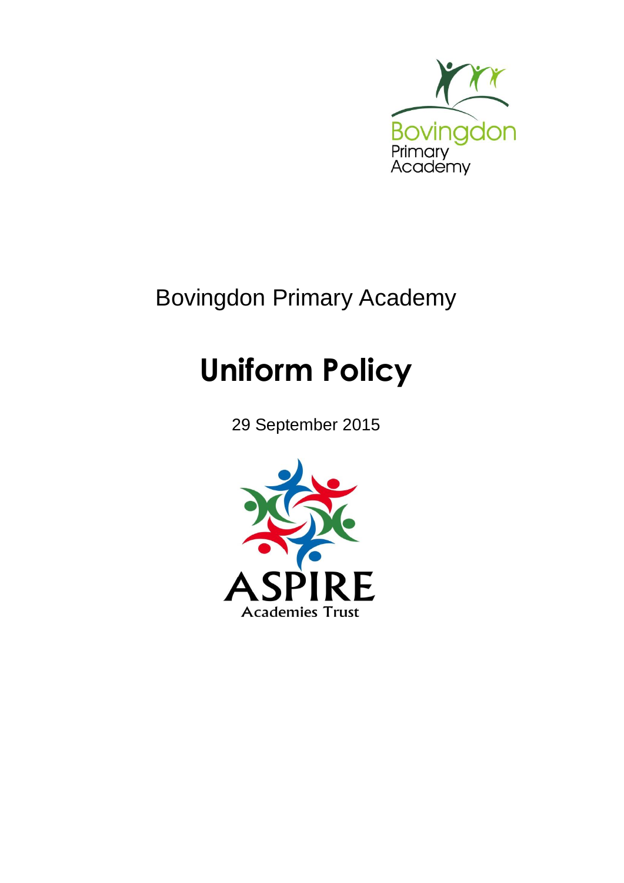Bovingdon Primary Academy

# Uniform Policy

29 September 2015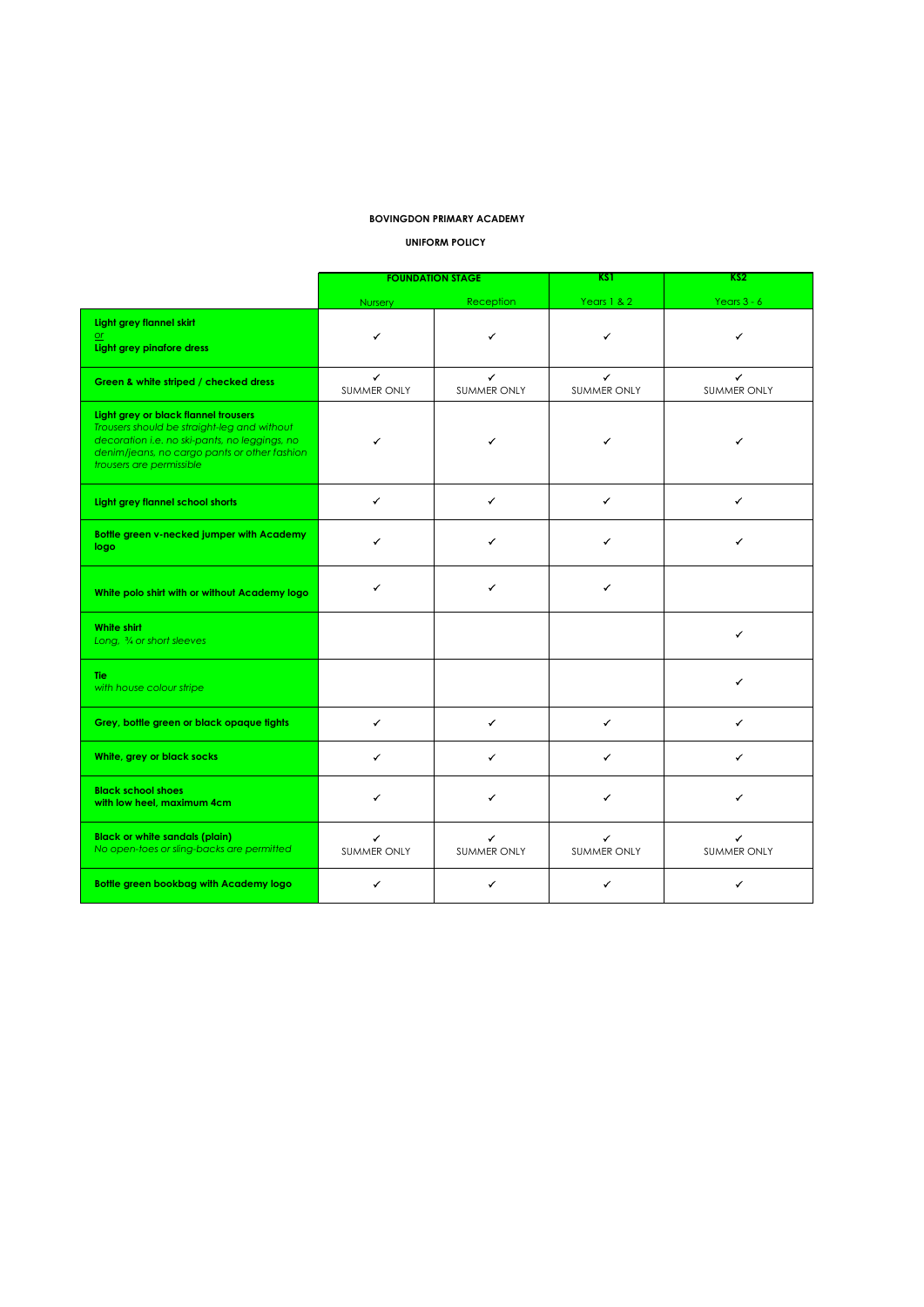**BOVINGDON PRIMARY ACADEMY**

**UNIFORM POLICY**

| | FOUNDATION STAGE | | KS1 | KS2 |
|---|---|---|---|---|
| | Nursery | Reception | Years 1 & 2 | Years 3 - 6 |
| **Light grey flannel skirt** or **Light grey pinafore dress** | ✓ | ✓ | ✓ | ✓ |
| **Green & white striped / checked dress** | ✓ SUMMER ONLY | ✓ SUMMER ONLY | ✓ SUMMER ONLY | ✓ SUMMER ONLY |
| **Light grey or black flannel trousers** *Trousers should be straight-leg and without decoration i.e. no ski-pants, no leggings, no denim/jeans, no cargo pants or other fashion trousers are permissible* | ✓ | ✓ | ✓ | ✓ |
| **Light grey flannel school shorts** | ✓ | ✓ | ✓ | ✓ |
| **Bottle green v-necked jumper with Academy logo** | ✓ | ✓ | ✓ | ✓ |
| **White polo shirt with or without Academy logo** | ✓ | ✓ | ✓ | |
| **White shirt** *Long, ¾ or short sleeves* | | | | ✓ |
| **Tie** *with house colour stripe* | | | | ✓ |
| **Grey, bottle green or black opaque tights** | ✓ | ✓ | ✓ | ✓ |
| **White, grey or black socks** | ✓ | ✓ | ✓ | ✓ |
| **Black school shoes with low heel, maximum 4cm** | ✓ | ✓ | ✓ | ✓ |
| **Black or white sandals (plain)** *No open-toes or sling-backs are permitted* | ✓ SUMMER ONLY | ✓ SUMMER ONLY | ✓ SUMMER ONLY | ✓ SUMMER ONLY |
| **Bottle green bookbag with Academy logo** | ✓ | ✓ | ✓ | ✓ |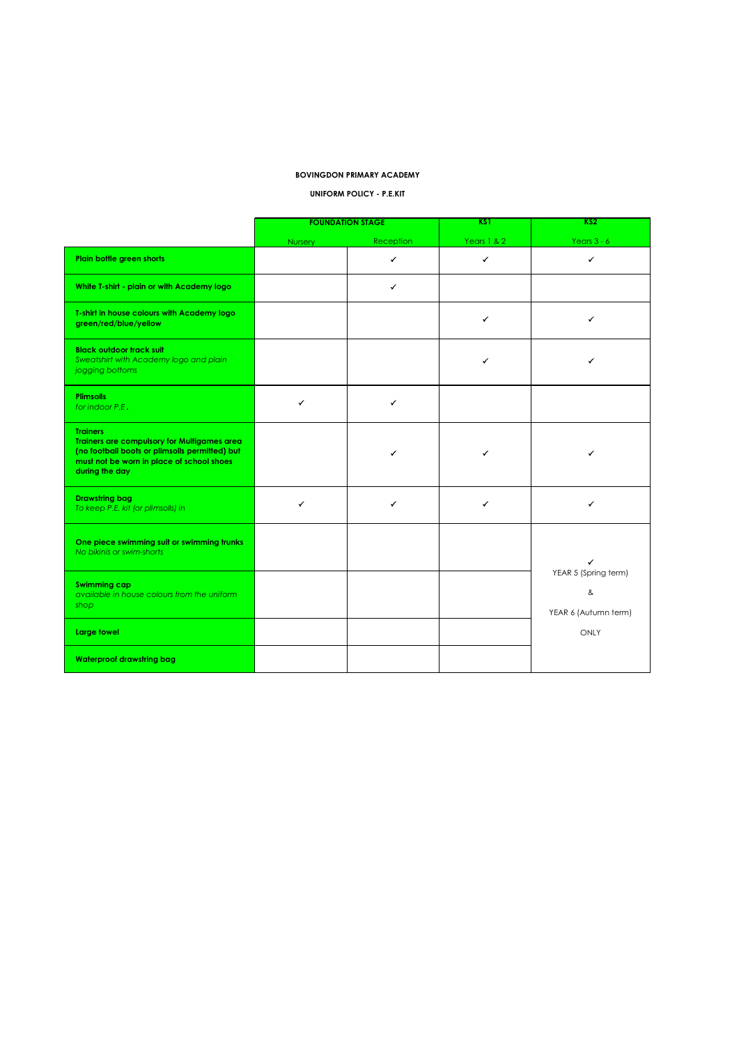**BOVINGDON PRIMARY ACADEMY**

**UNIFORM POLICY - P.E.KIT**

| | FOUNDATION STAGE | | KS1 | KS2 |
|---|---|---|---|---|
| | Nursery | Reception | Years 1 & 2 | Years 3 - 6 |
| **Plain bottle green shorts** | | ✓ | ✓ | ✓ |
| **White T-shirt - plain or with Academy logo** | | ✓ | | |
| **T-shirt in house colours with Academy logo green/red/blue/yellow** | | | ✓ | ✓ |
| **Black outdoor track suit** *Sweatshirt with Academy logo and plain jogging bottoms* | | | ✓ | ✓ |
| **Plimsolls** *for indoor P.E.* | ✓ | ✓ | | |
| **Trainers** **Trainers are compulsory for Multigames area (no football boots or plimsolls permitted) but must not be worn in place of school shoes during the day** | | ✓ | ✓ | ✓ |
| **Drawstring bag** *To keep P.E. kit (or plimsolls) in* | ✓ | ✓ | ✓ | ✓ |
| **One piece swimming suit or swimming trunks** *No bikinis or swim-shorts* | | | | ✓ YEAR 5 (Spring term) & YEAR 6 (Autumn term) ONLY |
| **Swimming cap** *available in house colours from the uniform shop* | | | | |
| **Large towel** | | | | |
| **Waterproof drawstring bag** | | | | |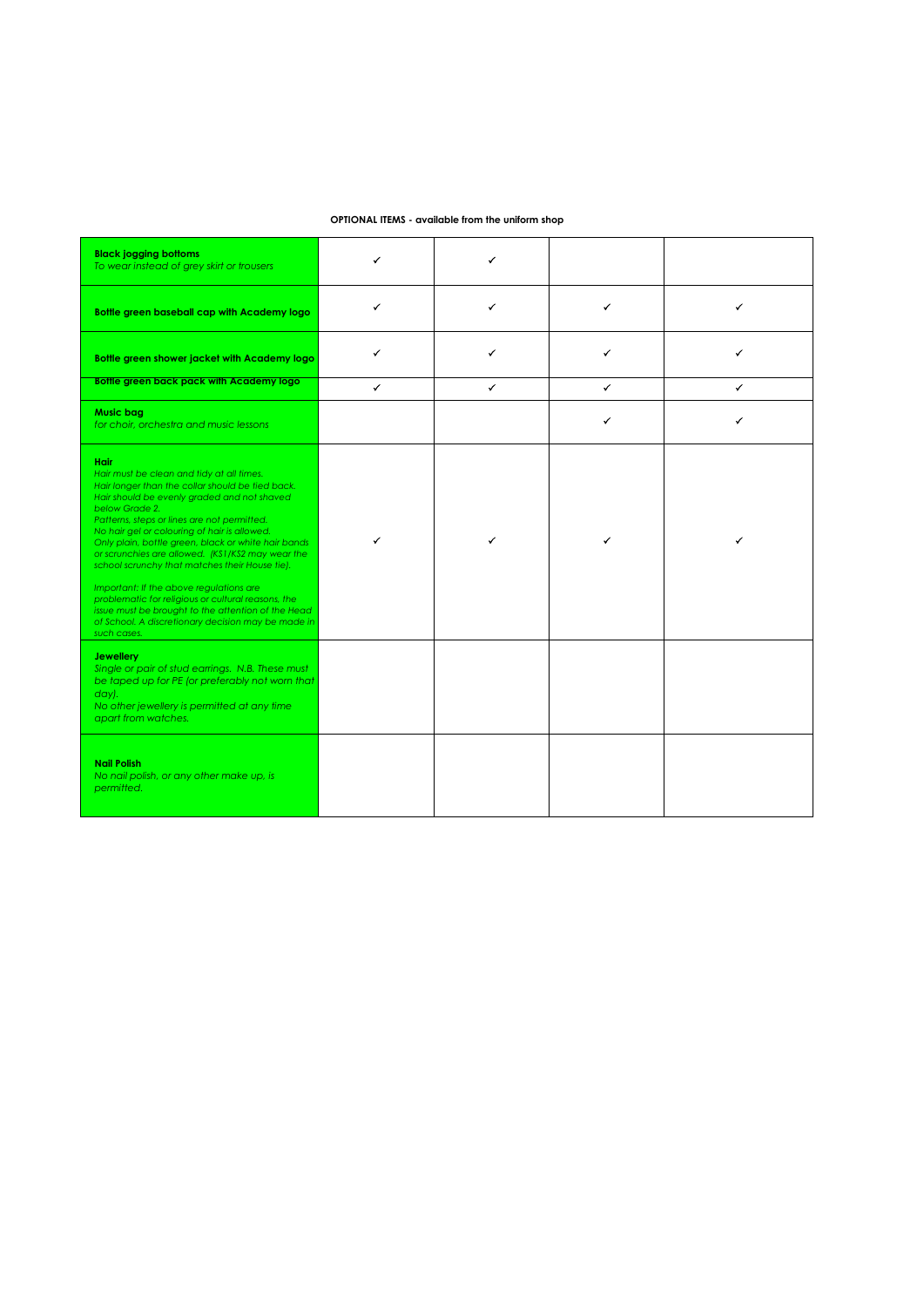**OPTIONAL ITEMS - available from the uniform shop**

| | | | | |
|---|---|---|---|---|
| **Black jogging bottoms**<br>*To wear instead of grey skirt or trousers* | ✓ | ✓ | | |
| **Bottle green baseball cap with Academy logo** | ✓ | ✓ | ✓ | ✓ |
| **Bottle green shower jacket with Academy logo** | ✓ | ✓ | ✓ | ✓ |
| **Bottle green back pack with Academy logo** | ✓ | ✓ | ✓ | ✓ |
| **Music bag**<br>*for choir, orchestra and music lessons* | | | ✓ | ✓ |
| **Hair**<br>*Hair must be clean and tidy at all times.*<br>*Hair longer than the collar should be tied back.*<br>*Hair should be evenly graded and not shaved below Grade 2.*<br>*Patterns, steps or lines are not permitted.*<br>*No hair gel or colouring of hair is allowed.*<br>*Only plain, bottle green, black or white hair bands or scrunchies are allowed. (KS1/KS2 may wear the school scrunchy that matches their House tie).*<br><br>*Important: If the above regulations are problematic for religious or cultural reasons, the issue must be brought to the attention of the Head of School. A discretionary decision may be made in such cases.* | ✓ | ✓ | ✓ | ✓ |
| **Jewellery**<br>*Single or pair of stud earrings. N.B. These must be taped up for PE (or preferably not worn that day).*<br>*No other jewellery is permitted at any time apart from watches.* | | | | |
| **Nail Polish**<br>*No nail polish, or any other make up, is permitted.* | | | | |